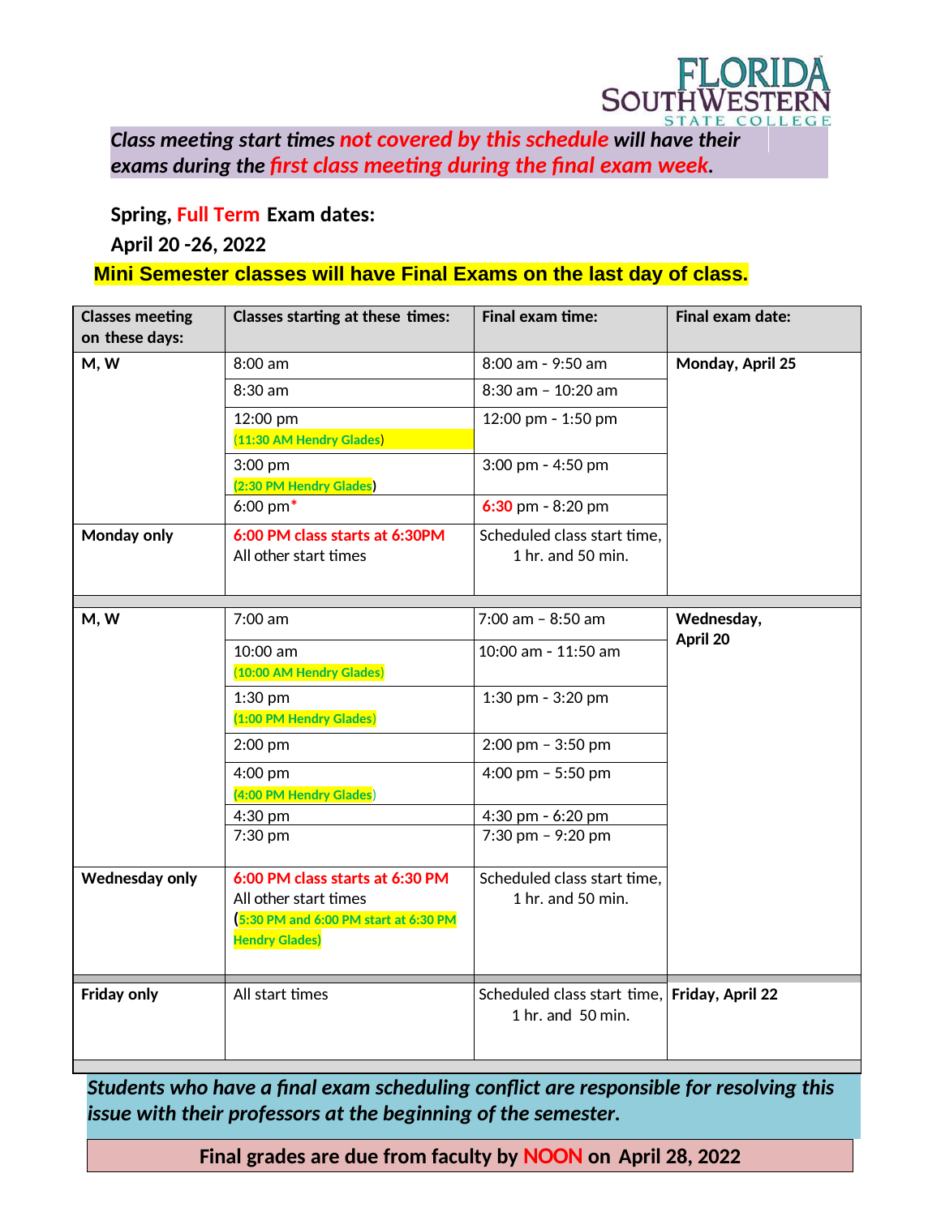FLORIDA SOUTHWESTERN STATE COLLEGE

***Class meeting start times not covered by this schedule will have their exams during the first class meeting during the final exam week.***

**Spring, Full Term Exam dates:**

**April 20 -26, 2022**

**Mini Semester classes will have Final Exams on the last day of class.**

| Classes meeting on these days: | Classes starting at these times: | Final exam time: | Final exam date: |
|---|---|---|---|
| **M, W** | 8:00 am | 8:00 am - 9:50 am | **Monday, April 25** |
| | 8:30 am | 8:30 am – 10:20 am | |
| | 12:00 pm (11:30 AM Hendry Glades) | 12:00 pm - 1:50 pm | |
| | 3:00 pm (2:30 PM Hendry Glades) | 3:00 pm - 4:50 pm | |
| | 6:00 pm* | 6:30 pm - 8:20 pm | |
| **Monday only** | 6:00 PM class starts at 6:30PM<br>All other start times | Scheduled class start time, 1 hr. and 50 min. | |
| | | | |
| **M, W** | 7:00 am | 7:00 am – 8:50 am | **Wednesday, April 20** |
| | 10:00 am (10:00 AM Hendry Glades) | 10:00 am - 11:50 am | |
| | 1:30 pm (1:00 PM Hendry Glades) | 1:30 pm - 3:20 pm | |
| | 2:00 pm | 2:00 pm – 3:50 pm | |
| | 4:00 pm (4:00 PM Hendry Glades) | 4:00 pm – 5:50 pm | |
| | 4:30 pm | 4:30 pm - 6:20 pm | |
| | 7:30 pm | 7:30 pm – 9:20 pm | |
| **Wednesday only** | 6:00 PM class starts at 6:30 PM<br>All other start times<br>(5:30 PM and 6:00 PM start at 6:30 PM Hendry Glades) | Scheduled class start time, 1 hr. and 50 min. | |
| | | | |
| **Friday only** | All start times | Scheduled class start time, 1 hr. and 50 min. | **Friday, April 22** |

***Students who have a final exam scheduling conflict are responsible for resolving this issue with their professors at the beginning of the semester.***

**Final grades are due from faculty by NOON on April 28, 2022**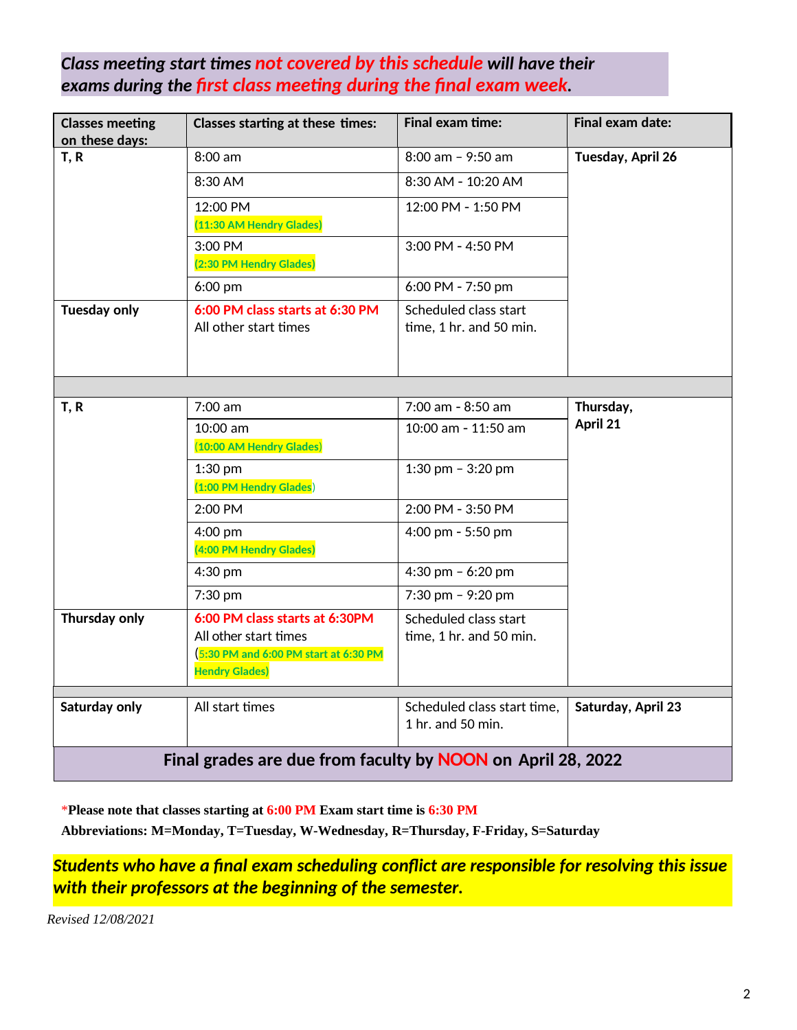***Class meeting start times not covered by this schedule will have their exams during the first class meeting during the final exam week.***

| Classes meeting on these days: | Classes starting at these times: | Final exam time: | Final exam date: |
|---|---|---|---|
| **T, R** | 8:00 am | 8:00 am – 9:50 am | **Tuesday, April 26** |
| | 8:30 AM | 8:30 AM - 10:20 AM | |
| | 12:00 PM (11:30 AM Hendry Glades) | 12:00 PM - 1:50 PM | |
| | 3:00 PM (2:30 PM Hendry Glades) | 3:00 PM - 4:50 PM | |
| | 6:00 pm | 6:00 PM - 7:50 pm | |
| **Tuesday only** | 6:00 PM class starts at 6:30 PM All other start times | Scheduled class start time, 1 hr. and 50 min. | |
| | | | |
| **T, R** | 7:00 am | 7:00 am - 8:50 am | **Thursday, April 21** |
| | 10:00 am (10:00 AM Hendry Glades) | 10:00 am - 11:50 am | |
| | 1:30 pm (1:00 PM Hendry Glades) | 1:30 pm – 3:20 pm | |
| | 2:00 PM | 2:00 PM - 3:50 PM | |
| | 4:00 pm (4:00 PM Hendry Glades) | 4:00 pm - 5:50 pm | |
| | 4:30 pm | 4:30 pm – 6:20 pm | |
| | 7:30 pm | 7:30 pm – 9:20 pm | |
| **Thursday only** | 6:00 PM class starts at 6:30PM All other start times (5:30 PM and 6:00 PM start at 6:30 PM Hendry Glades) | Scheduled class start time, 1 hr. and 50 min. | |
| | | | |
| **Saturday only** | All start times | Scheduled class start time, 1 hr. and 50 min. | **Saturday, April 23** |

**Final grades are due from faculty by NOON on April 28, 2022**

\***Please note that classes starting at 6:00 PM Exam start time is 6:30 PM**

**Abbreviations: M=Monday, T=Tuesday, W-Wednesday, R=Thursday, F-Friday, S=Saturday**

***Students who have a final exam scheduling conflict are responsible for resolving this issue with their professors at the beginning of the semester.***

*Revised 12/08/2021*